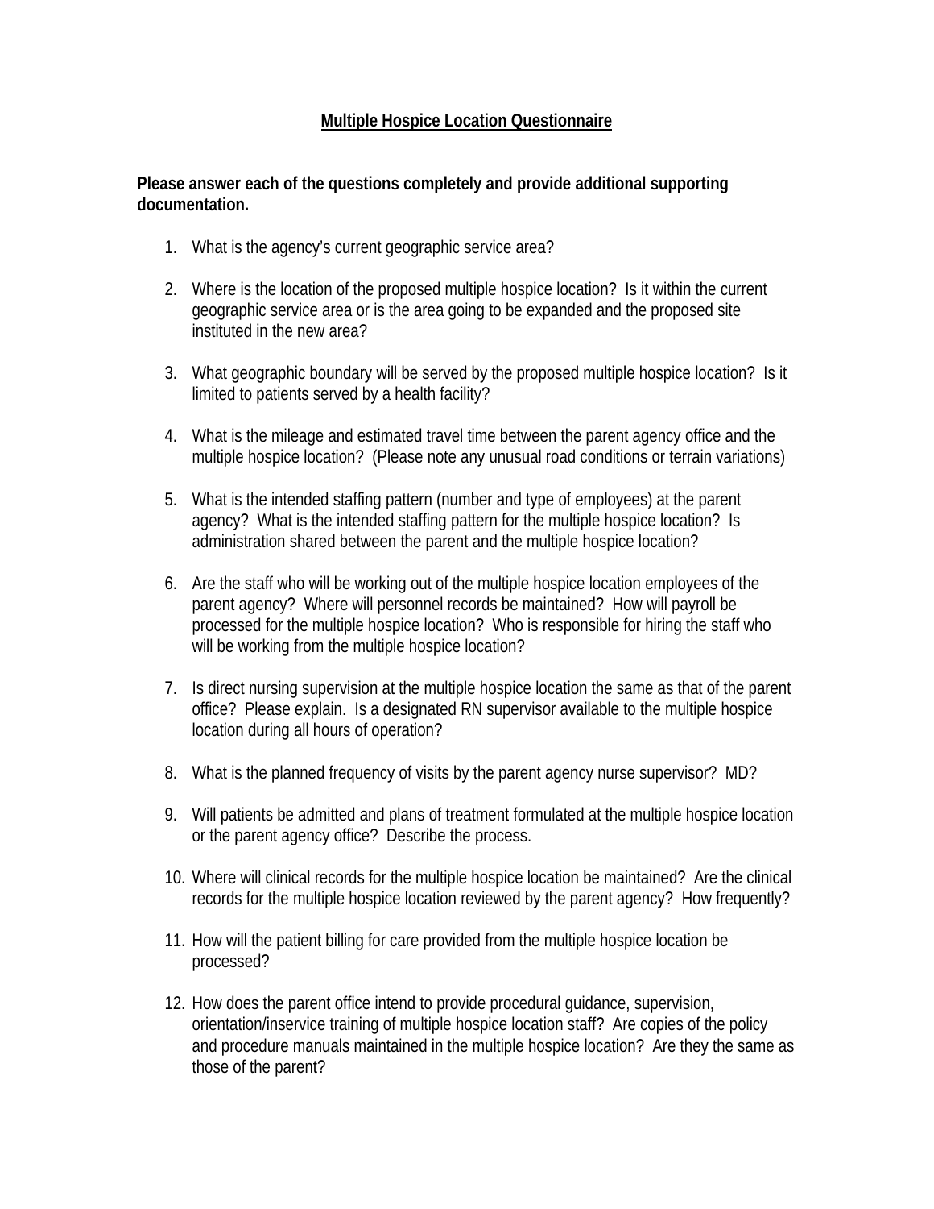**Multiple Hospice Location Questionnaire**

**Please answer each of the questions completely and provide additional supporting documentation.**

1. What is the agency's current geographic service area?

2. Where is the location of the proposed multiple hospice location? Is it within the current geographic service area or is the area going to be expanded and the proposed site instituted in the new area?

3. What geographic boundary will be served by the proposed multiple hospice location? Is it limited to patients served by a health facility?

4. What is the mileage and estimated travel time between the parent agency office and the multiple hospice location? (Please note any unusual road conditions or terrain variations)

5. What is the intended staffing pattern (number and type of employees) at the parent agency? What is the intended staffing pattern for the multiple hospice location? Is administration shared between the parent and the multiple hospice location?

6. Are the staff who will be working out of the multiple hospice location employees of the parent agency? Where will personnel records be maintained? How will payroll be processed for the multiple hospice location? Who is responsible for hiring the staff who will be working from the multiple hospice location?

7. Is direct nursing supervision at the multiple hospice location the same as that of the parent office? Please explain. Is a designated RN supervisor available to the multiple hospice location during all hours of operation?

8. What is the planned frequency of visits by the parent agency nurse supervisor? MD?

9. Will patients be admitted and plans of treatment formulated at the multiple hospice location or the parent agency office? Describe the process.

10. Where will clinical records for the multiple hospice location be maintained? Are the clinical records for the multiple hospice location reviewed by the parent agency? How frequently?

11. How will the patient billing for care provided from the multiple hospice location be processed?

12. How does the parent office intend to provide procedural guidance, supervision, orientation/inservice training of multiple hospice location staff? Are copies of the policy and procedure manuals maintained in the multiple hospice location? Are they the same as those of the parent?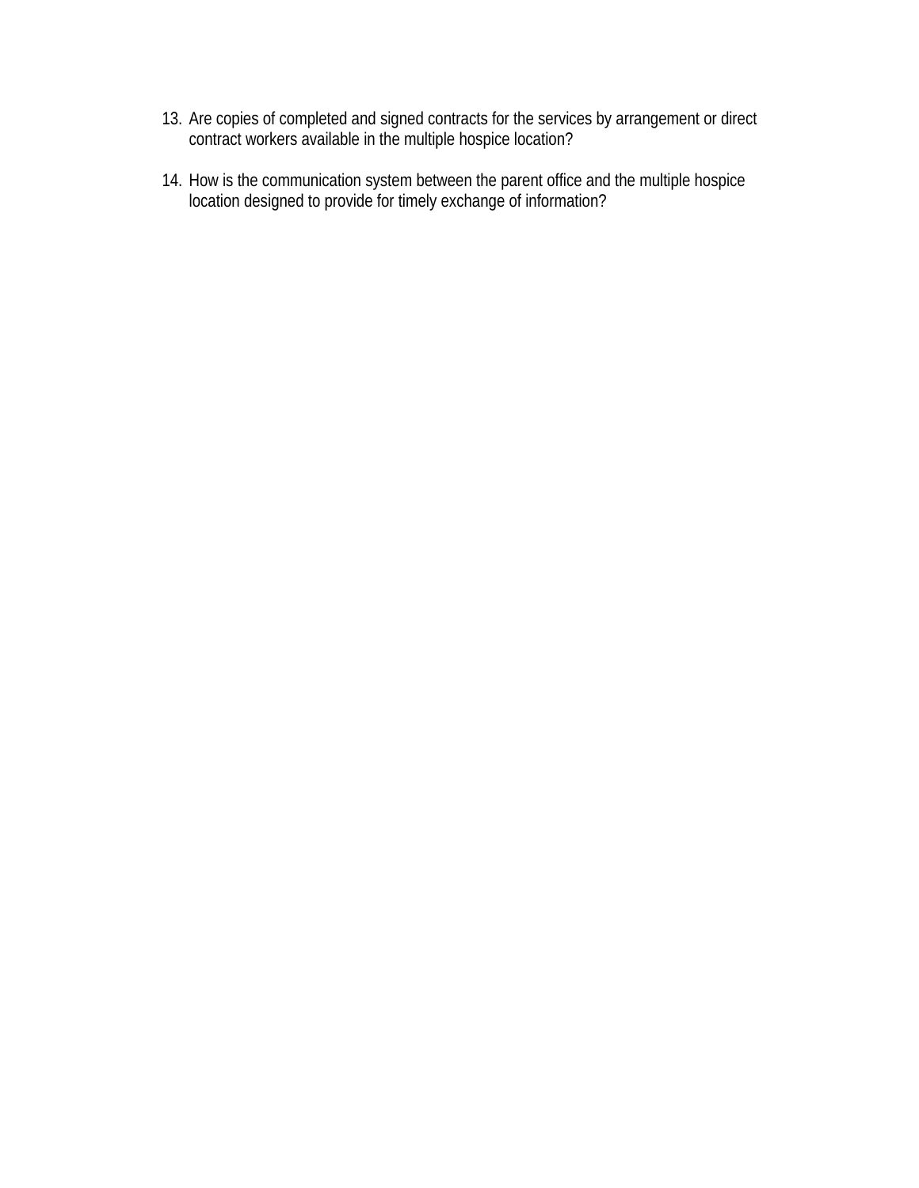13. Are copies of completed and signed contracts for the services by arrangement or direct contract workers available in the multiple hospice location?

14. How is the communication system between the parent office and the multiple hospice location designed to provide for timely exchange of information?